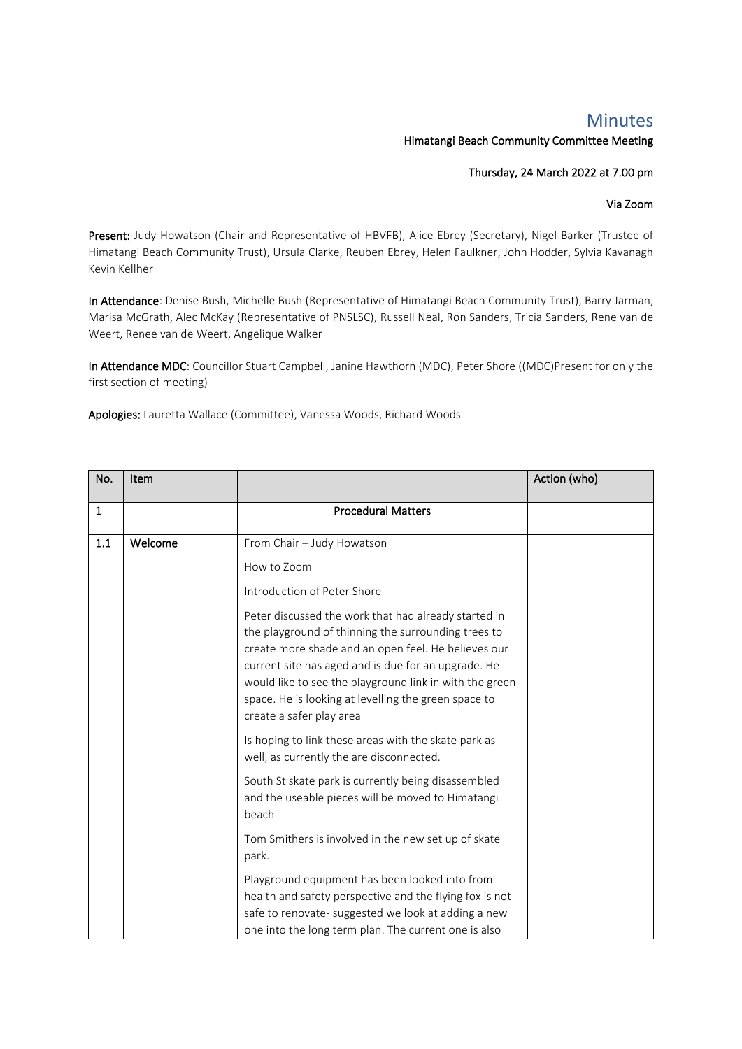# Minutes

Himatangi Beach Community Committee Meeting

Thursday, 24 March 2022 at 7.00 pm

Via Zoom

**Present:** Judy Howatson (Chair and Representative of HBVFB), Alice Ebrey (Secretary), Nigel Barker (Trustee of Himatangi Beach Community Trust), Ursula Clarke, Reuben Ebrey, Helen Faulkner, John Hodder, Sylvia Kavanagh Kevin Kellher

**In Attendance**: Denise Bush, Michelle Bush (Representative of Himatangi Beach Community Trust), Barry Jarman, Marisa McGrath, Alec McKay (Representative of PNSLSC), Russell Neal, Ron Sanders, Tricia Sanders, Rene van de Weert, Renee van de Weert, Angelique Walker

**In Attendance MDC**: Councillor Stuart Campbell, Janine Hawthorn (MDC), Peter Shore ((MDC)Present for only the first section of meeting)

**Apologies:** Lauretta Wallace (Committee), Vanessa Woods, Richard Woods

| No. | Item | | Action (who) |
|---|---|---|---|
| 1 | | Procedural Matters | |
| 1.1 | Welcome | From Chair – Judy Howatson<br><br>How to Zoom<br><br>Introduction of Peter Shore<br><br>Peter discussed the work that had already started in the playground of thinning the surrounding trees to create more shade and an open feel. He believes our current site has aged and is due for an upgrade. He would like to see the playground link in with the green space. He is looking at levelling the green space to create a safer play area<br><br>Is hoping to link these areas with the skate park as well, as currently the are disconnected.<br><br>South St skate park is currently being disassembled and the useable pieces will be moved to Himatangi beach<br><br>Tom Smithers is involved in the new set up of skate park.<br><br>Playground equipment has been looked into from health and safety perspective and the flying fox is not safe to renovate- suggested we look at adding a new one into the long term plan. The current one is also | |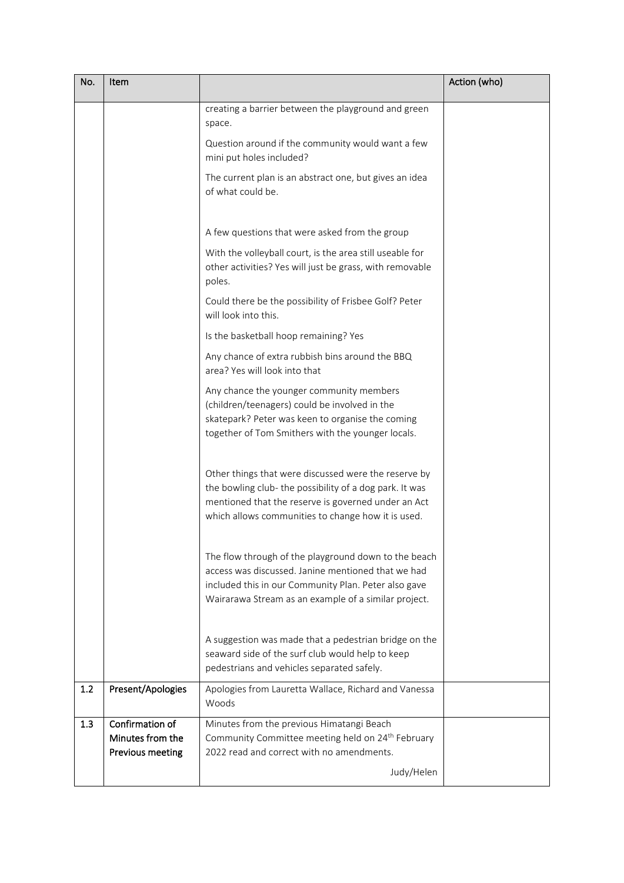| No. | Item | | Action (who) |
|---|---|---|---|
| | | creating a barrier between the playground and green space.<br><br>Question around if the community would want a few mini put holes included?<br><br>The current plan is an abstract one, but gives an idea of what could be.<br><br>A few questions that were asked from the group<br><br>With the volleyball court, is the area still useable for other activities? Yes will just be grass, with removable poles.<br><br>Could there be the possibility of Frisbee Golf? Peter will look into this.<br><br>Is the basketball hoop remaining? Yes<br><br>Any chance of extra rubbish bins around the BBQ area? Yes will look into that<br><br>Any chance the younger community members (children/teenagers) could be involved in the skatepark? Peter was keen to organise the coming together of Tom Smithers with the younger locals.<br><br>Other things that were discussed were the reserve by the bowling club- the possibility of a dog park. It was mentioned that the reserve is governed under an Act which allows communities to change how it is used.<br><br>The flow through of the playground down to the beach access was discussed. Janine mentioned that we had included this in our Community Plan. Peter also gave Wairarawa Stream as an example of a similar project.<br><br>A suggestion was made that a pedestrian bridge on the seaward side of the surf club would help to keep pedestrians and vehicles separated safely. | |
| 1.2 | Present/Apologies | Apologies from Lauretta Wallace, Richard and Vanessa Woods | |
| 1.3 | Confirmation of Minutes from the Previous meeting | Minutes from the previous Himatangi Beach Community Committee meeting held on 24th February 2022 read and correct with no amendments.<br><br>Judy/Helen | |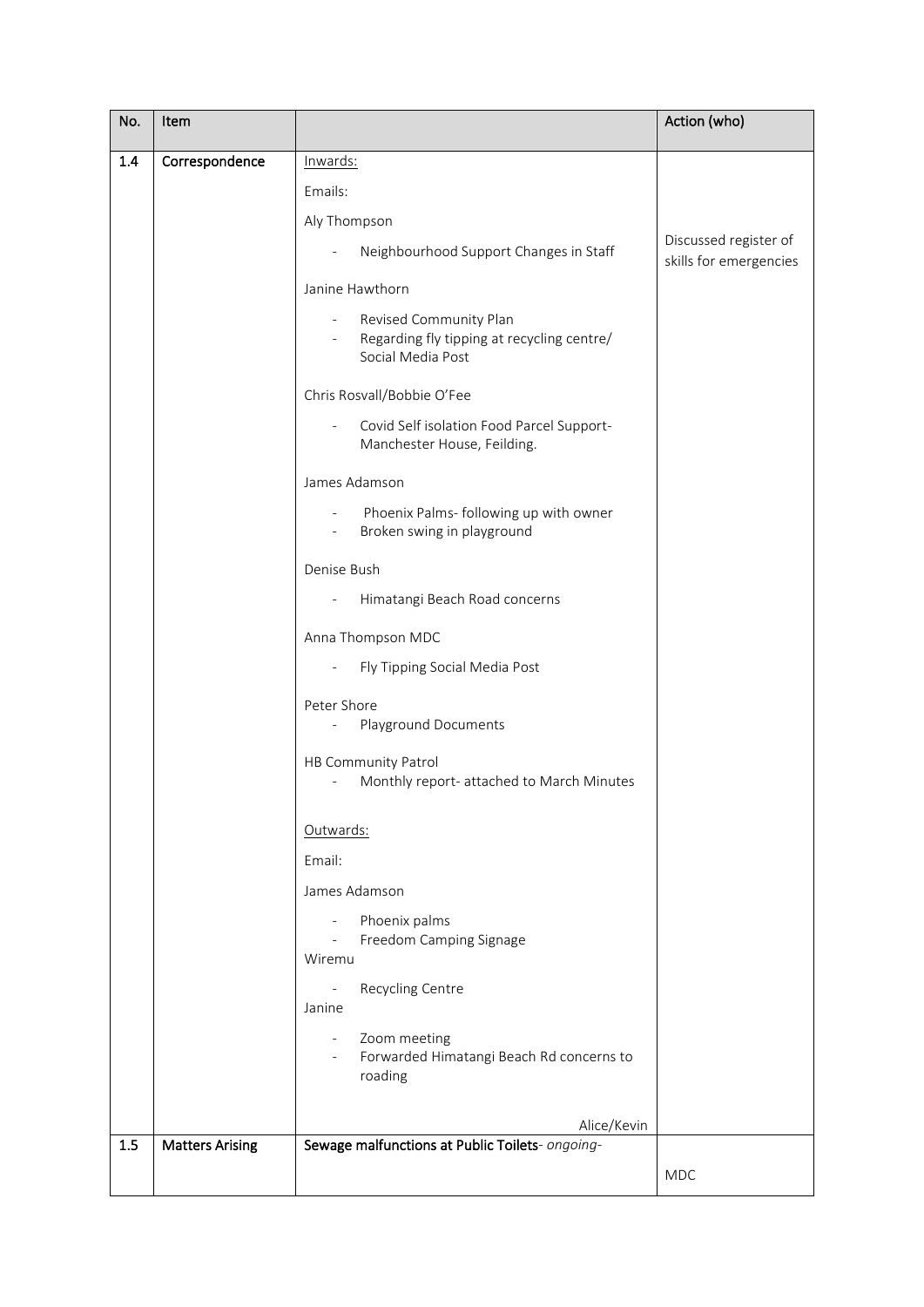| No. | Item | | Action (who) |
|---|---|---|---|
| 1.4 | Correspondence | Inwards:<br><br>Emails:<br><br>Aly Thompson<br>- Neighbourhood Support Changes in Staff<br><br>Janine Hawthorn<br>- Revised Community Plan<br>- Regarding fly tipping at recycling centre/ Social Media Post<br><br>Chris Rosvall/Bobbie O'Fee<br>- Covid Self isolation Food Parcel Support- Manchester House, Feilding.<br><br>James Adamson<br>- Phoenix Palms- following up with owner<br>- Broken swing in playground<br><br>Denise Bush<br>- Himatangi Beach Road concerns<br><br>Anna Thompson MDC<br>- Fly Tipping Social Media Post<br><br>Peter Shore<br>- Playground Documents<br><br>HB Community Patrol<br>- Monthly report- attached to March Minutes<br><br>Outwards:<br><br>Email:<br><br>James Adamson<br>- Phoenix palms<br>- Freedom Camping Signage<br><br>Wiremu<br>- Recycling Centre<br><br>Janine<br>- Zoom meeting<br>- Forwarded Himatangi Beach Rd concerns to roading<br><br>Alice/Kevin | Discussed register of skills for emergencies |
| 1.5 | **Matters Arising** | **Sewage malfunctions at Public Toilets**- *ongoing-* | MDC |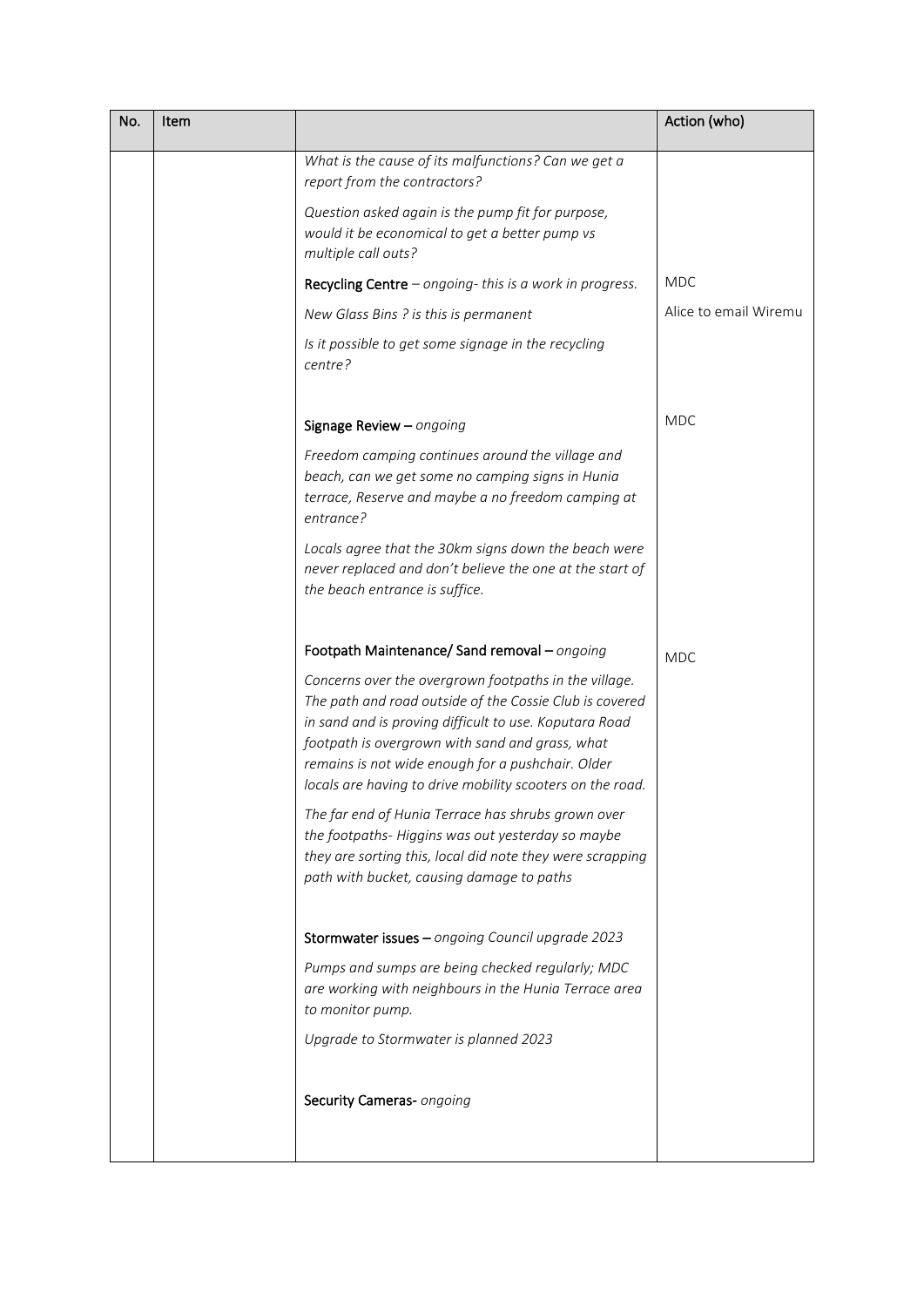| No. | Item | | Action (who) |
|---|---|---|---|
| | | *What is the cause of its malfunctions? Can we get a report from the contractors?*<br><br>*Question asked again is the pump fit for purpose, would it be economical to get a better pump vs multiple call outs?* | |
| | | **Recycling Centre** – *ongoing- this is a work in progress.*<br><br>*New Glass Bins ? is this is permanent*<br><br>*Is it possible to get some signage in the recycling centre?* | MDC<br><br>Alice to email Wiremu |
| | | **Signage Review** – *ongoing*<br><br>*Freedom camping continues around the village and beach, can we get some no camping signs in Hunia terrace, Reserve and maybe a no freedom camping at entrance?*<br><br>*Locals agree that the 30km signs down the beach were never replaced and don't believe the one at the start of the beach entrance is suffice.* | MDC |
| | | **Footpath Maintenance/ Sand removal** – *ongoing*<br><br>*Concerns over the overgrown footpaths in the village. The path and road outside of the Cossie Club is covered in sand and is proving difficult to use. Koputara Road footpath is overgrown with sand and grass, what remains is not wide enough for a pushchair. Older locals are having to drive mobility scooters on the road.*<br><br>*The far end of Hunia Terrace has shrubs grown over the footpaths- Higgins was out yesterday so maybe they are sorting this, local did note they were scrapping path with bucket, causing damage to paths* | MDC |
| | | **Stormwater issues** – *ongoing Council upgrade 2023*<br><br>*Pumps and sumps are being checked regularly; MDC are working with neighbours in the Hunia Terrace area to monitor pump.*<br><br>*Upgrade to Stormwater is planned 2023* | |
| | | **Security Cameras**- *ongoing* | |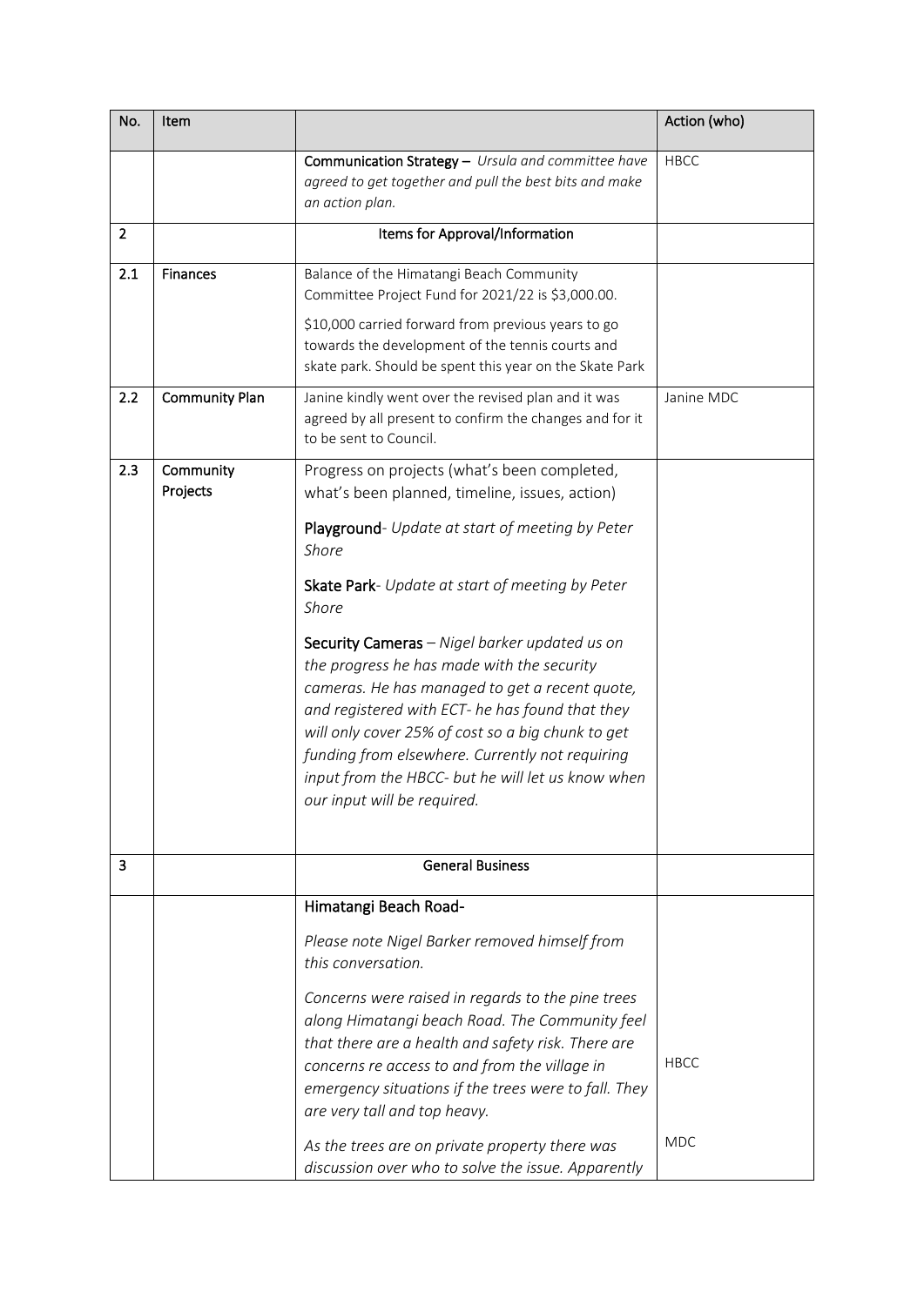| No. | Item | | Action (who) |
|---|---|---|---|
| | | **Communication Strategy** – *Ursula and committee have agreed to get together and pull the best bits and make an action plan.* | HBCC |
| **2** | | **Items for Approval/Information** | |
| **2.1** | **Finances** | Balance of the Himatangi Beach Community Committee Project Fund for 2021/22 is $3,000.00.<br><br>$10,000 carried forward from previous years to go towards the development of the tennis courts and skate park. Should be spent this year on the Skate Park | |
| **2.2** | **Community Plan** | Janine kindly went over the revised plan and it was agreed by all present to confirm the changes and for it to be sent to Council. | Janine MDC |
| **2.3** | **Community Projects** | Progress on projects (what's been completed, what's been planned, timeline, issues, action)<br><br>**Playground**- *Update at start of meeting by Peter Shore*<br><br>**Skate Park**- *Update at start of meeting by Peter Shore*<br><br>**Security Cameras** – *Nigel barker updated us on the progress he has made with the security cameras. He has managed to get a recent quote, and registered with ECT- he has found that they will only cover 25% of cost so a big chunk to get funding from elsewhere. Currently not requiring input from the HBCC- but he will let us know when our input will be required.* | |
| **3** | | **General Business** | |
| | | **Himatangi Beach Road-**<br><br>*Please note Nigel Barker removed himself from this conversation.*<br><br>*Concerns were raised in regards to the pine trees along Himatangi beach Road. The Community feel that there are a health and safety risk. There are concerns re access to and from the village in emergency situations if the trees were to fall. They are very tall and top heavy.*<br><br>*As the trees are on private property there was discussion over who to solve the issue. Apparently* | HBCC<br><br>MDC |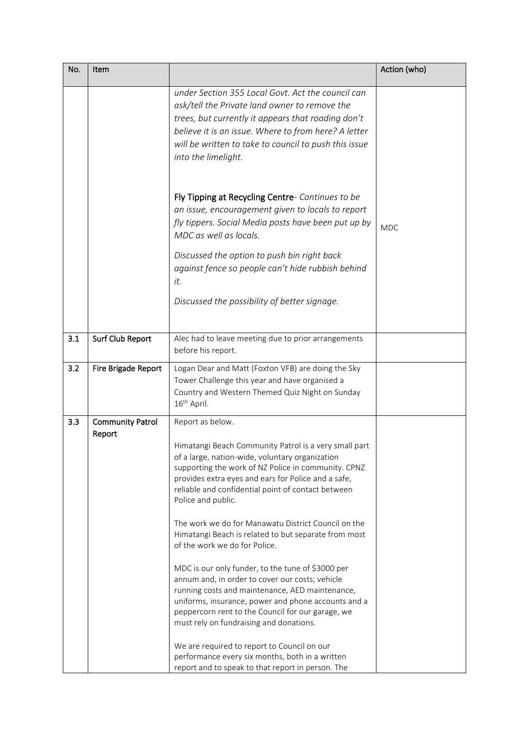| No. | Item | | Action (who) |
|---|---|---|---|
| | | *under Section 355 Local Govt. Act the council can ask/tell the Private land owner to remove the trees, but currently it appears that roading don't believe it is an issue. Where to from here? A letter will be written to take to council to push this issue into the limelight.*<br><br>**Fly Tipping at Recycling Centre**- *Continues to be an issue, encouragement given to locals to report fly tippers. Social Media posts have been put up by MDC as well as locals.*<br><br>*Discussed the option to push bin right back against fence so people can't hide rubbish behind it.*<br><br>*Discussed the possibility of better signage.* | MDC |
| 3.1 | Surf Club Report | Alec had to leave meeting due to prior arrangements before his report. | |
| 3.2 | Fire Brigade Report | Logan Dear and Matt (Foxton VFB) are doing the Sky Tower Challenge this year and have organised a Country and Western Themed Quiz Night on Sunday 16th April. | |
| 3.3 | Community Patrol Report | Report as below.<br><br>Himatangi Beach Community Patrol is a very small part of a large, nation-wide, voluntary organization supporting the work of NZ Police in community. CPNZ provides extra eyes and ears for Police and a safe, reliable and confidential point of contact between Police and public.<br><br>The work we do for Manawatu District Council on the Himatangi Beach is related to but separate from most of the work we do for Police.<br><br>MDC is our only funder, to the tune of $3000 per annum and, in order to cover our costs; vehicle running costs and maintenance, AED maintenance, uniforms, insurance, power and phone accounts and a peppercorn rent to the Council for our garage, we must rely on fundraising and donations.<br><br>We are required to report to Council on our performance every six months, both in a written report and to speak to that report in person. The | |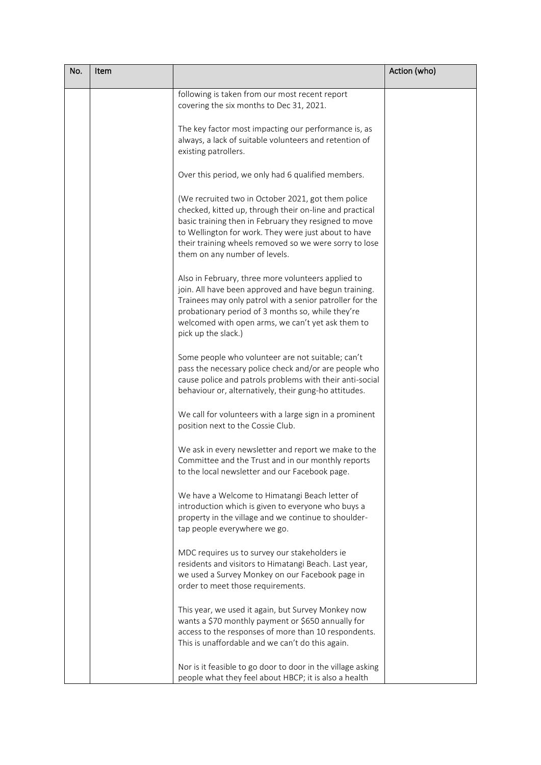| No. | Item | | Action (who) |
|---|---|---|---|
| | | following is taken from our most recent report covering the six months to Dec 31, 2021.<br><br>The key factor most impacting our performance is, as always, a lack of suitable volunteers and retention of existing patrollers.<br><br>Over this period, we only had 6 qualified members.<br><br>(We recruited two in October 2021, got them police checked, kitted up, through their on-line and practical basic training then in February they resigned to move to Wellington for work. They were just about to have their training wheels removed so we were sorry to lose them on any number of levels.<br><br>Also in February, three more volunteers applied to join. All have been approved and have begun training. Trainees may only patrol with a senior patroller for the probationary period of 3 months so, while they're welcomed with open arms, we can't yet ask them to pick up the slack.)<br><br>Some people who volunteer are not suitable; can't pass the necessary police check and/or are people who cause police and patrols problems with their anti-social behaviour or, alternatively, their gung-ho attitudes.<br><br>We call for volunteers with a large sign in a prominent position next to the Cossie Club.<br><br>We ask in every newsletter and report we make to the Committee and the Trust and in our monthly reports to the local newsletter and our Facebook page.<br><br>We have a Welcome to Himatangi Beach letter of introduction which is given to everyone who buys a property in the village and we continue to shoulder-tap people everywhere we go.<br><br>MDC requires us to survey our stakeholders ie residents and visitors to Himatangi Beach. Last year, we used a Survey Monkey on our Facebook page in order to meet those requirements.<br><br>This year, we used it again, but Survey Monkey now wants a $70 monthly payment or $650 annually for access to the responses of more than 10 respondents. This is unaffordable and we can't do this again.<br><br>Nor is it feasible to go door to door in the village asking people what they feel about HBCP; it is also a health | |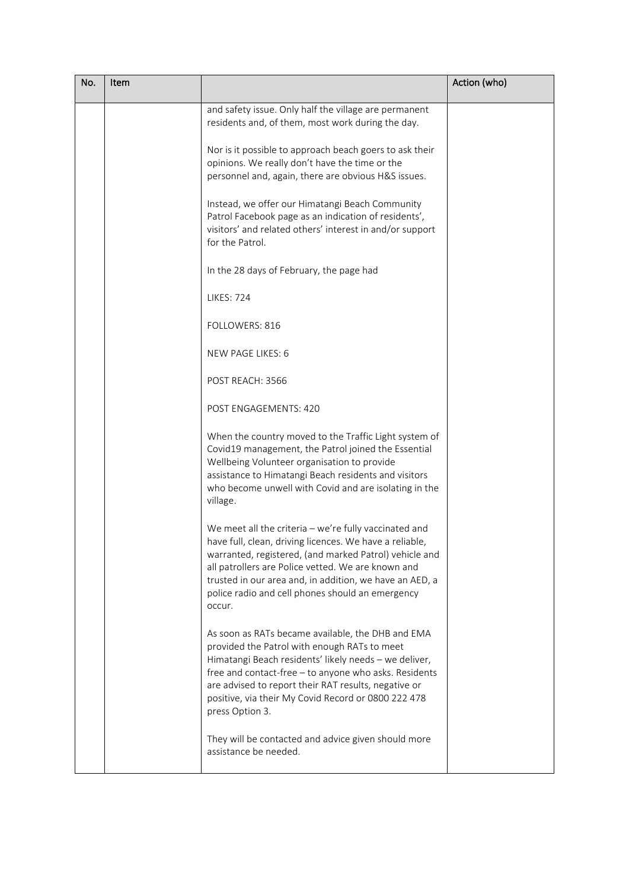| No. | Item | | Action (who) |
|---|---|---|---|
| | | and safety issue. Only half the village are permanent residents and, of them, most work during the day.<br><br>Nor is it possible to approach beach goers to ask their opinions. We really don't have the time or the personnel and, again, there are obvious H&S issues.<br><br>Instead, we offer our Himatangi Beach Community Patrol Facebook page as an indication of residents', visitors' and related others' interest in and/or support for the Patrol.<br><br>In the 28 days of February, the page had<br><br>LIKES: 724<br><br>FOLLOWERS: 816<br><br>NEW PAGE LIKES: 6<br><br>POST REACH: 3566<br><br>POST ENGAGEMENTS: 420<br><br>When the country moved to the Traffic Light system of Covid19 management, the Patrol joined the Essential Wellbeing Volunteer organisation to provide assistance to Himatangi Beach residents and visitors who become unwell with Covid and are isolating in the village.<br><br>We meet all the criteria – we're fully vaccinated and have full, clean, driving licences. We have a reliable, warranted, registered, (and marked Patrol) vehicle and all patrollers are Police vetted. We are known and trusted in our area and, in addition, we have an AED, a police radio and cell phones should an emergency occur.<br><br>As soon as RATs became available, the DHB and EMA provided the Patrol with enough RATs to meet Himatangi Beach residents' likely needs – we deliver, free and contact-free – to anyone who asks. Residents are advised to report their RAT results, negative or positive, via their My Covid Record or 0800 222 478 press Option 3.<br><br>They will be contacted and advice given should more assistance be needed. | |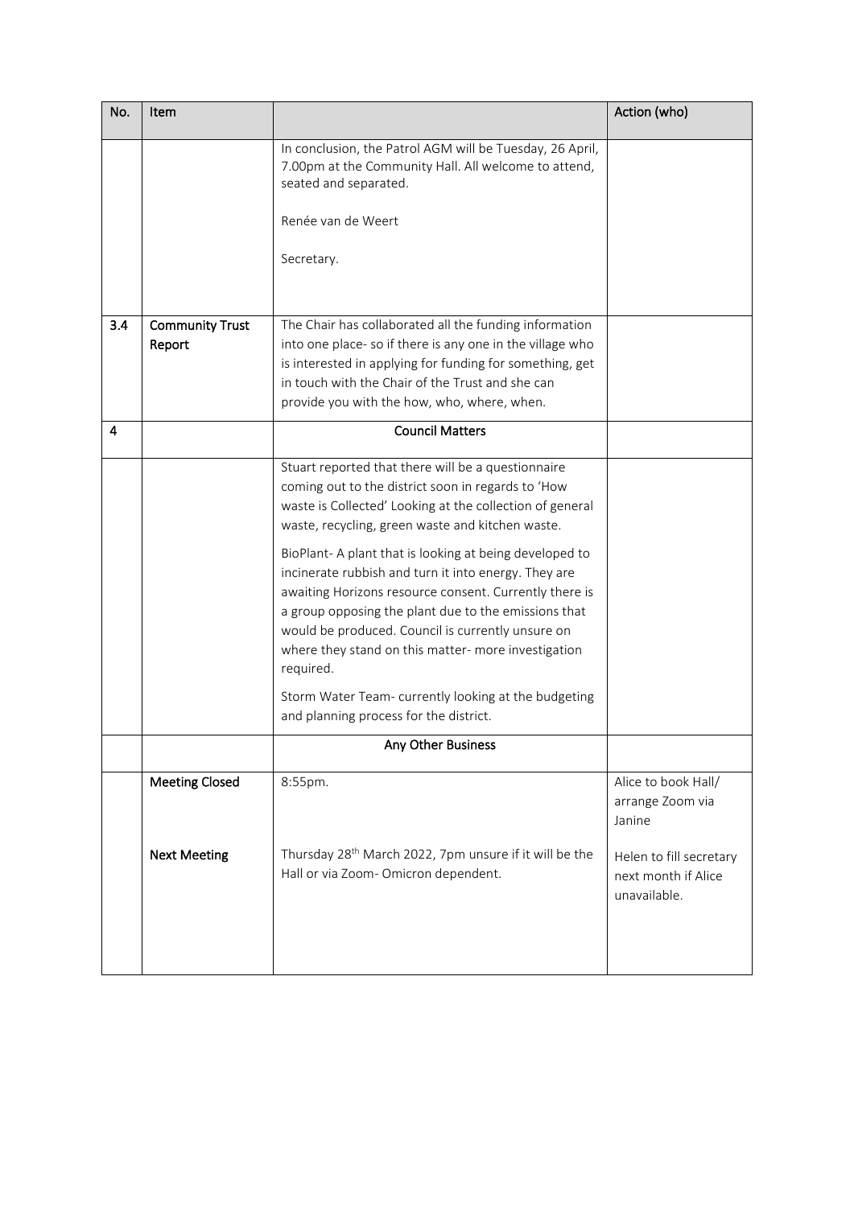| No. | Item | | Action (who) |
|---|---|---|---|
| | | In conclusion, the Patrol AGM will be Tuesday, 26 April, 7.00pm at the Community Hall. All welcome to attend, seated and separated.<br><br>Renée van de Weert<br><br>Secretary. | |
| 3.4 | **Community Trust Report** | The Chair has collaborated all the funding information into one place- so if there is any one in the village who is interested in applying for funding for something, get in touch with the Chair of the Trust and she can provide you with the how, who, where, when. | |
| 4 | | **Council Matters** | |
| | | Stuart reported that there will be a questionnaire coming out to the district soon in regards to 'How waste is Collected' Looking at the collection of general waste, recycling, green waste and kitchen waste.<br><br>BioPlant- A plant that is looking at being developed to incinerate rubbish and turn it into energy. They are awaiting Horizons resource consent. Currently there is a group opposing the plant due to the emissions that would be produced. Council is currently unsure on where they stand on this matter- more investigation required.<br><br>Storm Water Team- currently looking at the budgeting and planning process for the district. | |
| | | **Any Other Business** | |
| | **Meeting Closed**<br><br>**Next Meeting** | 8:55pm.<br><br>Thursday 28th March 2022, 7pm unsure if it will be the Hall or via Zoom- Omicron dependent. | Alice to book Hall/ arrange Zoom via Janine<br><br>Helen to fill secretary next month if Alice unavailable. |